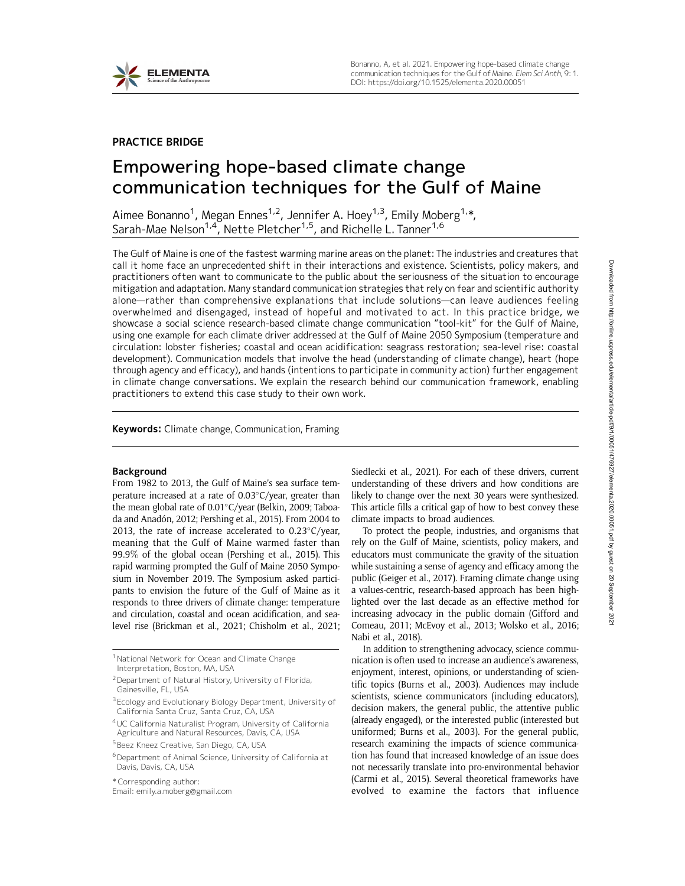PRACTICE BRIDGE

# Empowering hope-based climate change communication techniques for the Gulf of Maine

Aimee Bonanno[1], Megan Ennes[1,2], Jennifer A. Hoey[1,3], Emily Moberg[1,*], Sarah-Mae Nelson[1,4], Nette Pletcher[1,5], and Richelle L. Tanner[1,6]

The Gulf of Maine is one of the fastest warming marine areas on the planet: The industries and creatures that call it home face an unprecedented shift in their interactions and existence. Scientists, policy makers, and practitioners often want to communicate to the public about the seriousness of the situation to encourage mitigation and adaptation. Many standard communication strategies that rely on fear and scientific authority alone—rather than comprehensive explanations that include solutions—can leave audiences feeling overwhelmed and disengaged, instead of hopeful and motivated to act. In this practice bridge, we showcase a social science research-based climate change communication "tool-kit" for the Gulf of Maine, using one example for each climate driver addressed at the Gulf of Maine 2050 Symposium (temperature and circulation: lobster fisheries; coastal and ocean acidification: seagrass restoration; sea-level rise: coastal development). Communication models that involve the head (understanding of climate change), heart (hope through agency and efficacy), and hands (intentions to participate in community action) further engagement in climate change conversations. We explain the research behind our communication framework, enabling practitioners to extend this case study to their own work.

**Keywords:** Climate change, Communication, Framing

## Background

From 1982 to 2013, the Gulf of Maine's sea surface temperature increased at a rate of 0.03°C/year, greater than the mean global rate of 0.01°C/year (Belkin, 2009; Taboada and Anadón, 2012; Pershing et al., 2015). From 2004 to 2013, the rate of increase accelerated to 0.23°C/year, meaning that the Gulf of Maine warmed faster than 99.9% of the global ocean (Pershing et al., 2015). This rapid warming prompted the Gulf of Maine 2050 Symposium in November 2019. The Symposium asked participants to envision the future of the Gulf of Maine as it responds to three drivers of climate change: temperature and circulation, coastal and ocean acidification, and sea-level rise (Brickman et al., 2021; Chisholm et al., 2021; Siedlecki et al., 2021). For each of these drivers, current understanding of these drivers and how conditions are likely to change over the next 30 years were synthesized. This article fills a critical gap of how to best convey these climate impacts to broad audiences.

To protect the people, industries, and organisms that rely on the Gulf of Maine, scientists, policy makers, and educators must communicate the gravity of the situation while sustaining a sense of agency and efficacy among the public (Geiger et al., 2017). Framing climate change using a values-centric, research-based approach has been highlighted over the last decade as an effective method for increasing advocacy in the public domain (Gifford and Comeau, 2011; McEvoy et al., 2013; Wolsko et al., 2016; Nabi et al., 2018).

In addition to strengthening advocacy, science communication is often used to increase an audience's awareness, enjoyment, interest, opinions, or understanding of scientific topics (Burns et al., 2003). Audiences may include scientists, science communicators (including educators), decision makers, the general public, the attentive public (already engaged), or the interested public (interested but uniformed; Burns et al., 2003). For the general public, research examining the impacts of science communication has found that increased knowledge of an issue does not necessarily translate into pro-environmental behavior (Carmi et al., 2015). Several theoretical frameworks have evolved to examine the factors that influence

[1] National Network for Ocean and Climate Change Interpretation, Boston, MA, USA

[2] Department of Natural History, University of Florida, Gainesville, FL, USA

[3] Ecology and Evolutionary Biology Department, University of California Santa Cruz, Santa Cruz, CA, USA

[4] UC California Naturalist Program, University of California Agriculture and Natural Resources, Davis, CA, USA

[5] Beez Kneez Creative, San Diego, CA, USA

[6] Department of Animal Science, University of California at Davis, Davis, CA, USA

* Corresponding author:
Email: emily.a.moberg@gmail.com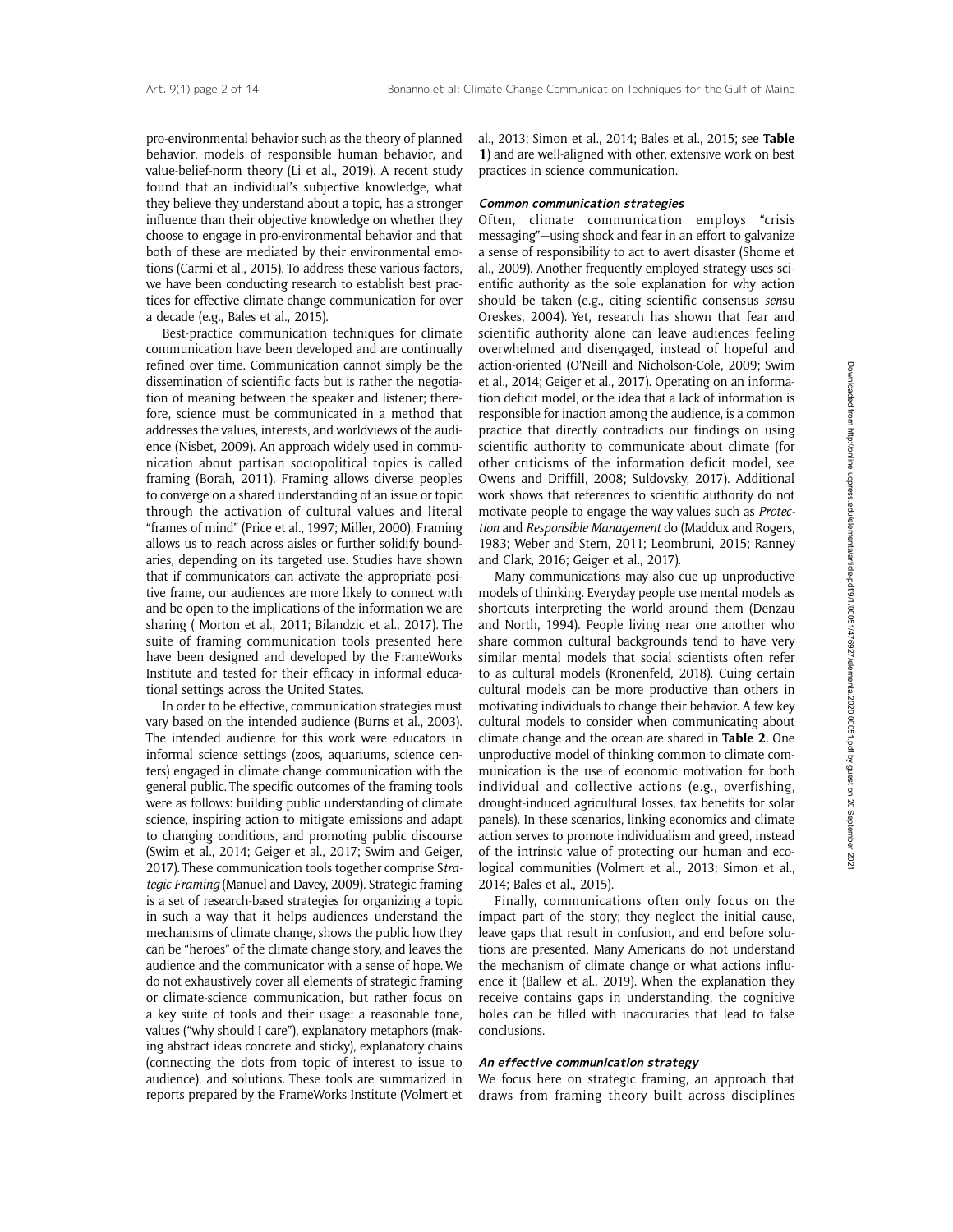pro-environmental behavior such as the theory of planned behavior, models of responsible human behavior, and value-belief-norm theory (Li et al., 2019). A recent study found that an individual's subjective knowledge, what they believe they understand about a topic, has a stronger influence than their objective knowledge on whether they choose to engage in pro-environmental behavior and that both of these are mediated by their environmental emotions (Carmi et al., 2015). To address these various factors, we have been conducting research to establish best practices for effective climate change communication for over a decade (e.g., Bales et al., 2015).

Best-practice communication techniques for climate communication have been developed and are continually refined over time. Communication cannot simply be the dissemination of scientific facts but is rather the negotiation of meaning between the speaker and listener; therefore, science must be communicated in a method that addresses the values, interests, and worldviews of the audience (Nisbet, 2009). An approach widely used in communication about partisan sociopolitical topics is called framing (Borah, 2011). Framing allows diverse peoples to converge on a shared understanding of an issue or topic through the activation of cultural values and literal "frames of mind" (Price et al., 1997; Miller, 2000). Framing allows us to reach across aisles or further solidify boundaries, depending on its targeted use. Studies have shown that if communicators can activate the appropriate positive frame, our audiences are more likely to connect with and be open to the implications of the information we are sharing ( Morton et al., 2011; Bilandzic et al., 2017). The suite of framing communication tools presented here have been designed and developed by the FrameWorks Institute and tested for their efficacy in informal educational settings across the United States.

In order to be effective, communication strategies must vary based on the intended audience (Burns et al., 2003). The intended audience for this work were educators in informal science settings (zoos, aquariums, science centers) engaged in climate change communication with the general public. The specific outcomes of the framing tools were as follows: building public understanding of climate science, inspiring action to mitigate emissions and adapt to changing conditions, and promoting public discourse (Swim et al., 2014; Geiger et al., 2017; Swim and Geiger, 2017). These communication tools together comprise S*trategic Framing* (Manuel and Davey, 2009). Strategic framing is a set of research-based strategies for organizing a topic in such a way that it helps audiences understand the mechanisms of climate change, shows the public how they can be "heroes" of the climate change story, and leaves the audience and the communicator with a sense of hope. We do not exhaustively cover all elements of strategic framing or climate-science communication, but rather focus on a key suite of tools and their usage: a reasonable tone, values ("why should I care"), explanatory metaphors (making abstract ideas concrete and sticky), explanatory chains (connecting the dots from topic of interest to issue to audience), and solutions. These tools are summarized in reports prepared by the FrameWorks Institute (Volmert et al., 2013; Simon et al., 2014; Bales et al., 2015; see **Table 1**) and are well-aligned with other, extensive work on best practices in science communication.

### Common communication strategies

Often, climate communication employs "crisis messaging"—using shock and fear in an effort to galvanize a sense of responsibility to act to avert disaster (Shome et al., 2009). Another frequently employed strategy uses scientific authority as the sole explanation for why action should be taken (e.g., citing scientific consensus *sen*su Oreskes, 2004). Yet, research has shown that fear and scientific authority alone can leave audiences feeling overwhelmed and disengaged, instead of hopeful and action-oriented (O'Neill and Nicholson-Cole, 2009; Swim et al., 2014; Geiger et al., 2017). Operating on an information deficit model, or the idea that a lack of information is responsible for inaction among the audience, is a common practice that directly contradicts our findings on using scientific authority to communicate about climate (for other criticisms of the information deficit model, see Owens and Driffill, 2008; Suldovsky, 2017). Additional work shows that references to scientific authority do not motivate people to engage the way values such as *Protection* and *Responsible Management* do (Maddux and Rogers, 1983; Weber and Stern, 2011; Leombruni, 2015; Ranney and Clark, 2016; Geiger et al., 2017).

Many communications may also cue up unproductive models of thinking. Everyday people use mental models as shortcuts interpreting the world around them (Denzau and North, 1994). People living near one another who share common cultural backgrounds tend to have very similar mental models that social scientists often refer to as cultural models (Kronenfeld, 2018). Cuing certain cultural models can be more productive than others in motivating individuals to change their behavior. A few key cultural models to consider when communicating about climate change and the ocean are shared in **Table 2**. One unproductive model of thinking common to climate communication is the use of economic motivation for both individual and collective actions (e.g., overfishing, drought-induced agricultural losses, tax benefits for solar panels). In these scenarios, linking economics and climate action serves to promote individualism and greed, instead of the intrinsic value of protecting our human and ecological communities (Volmert et al., 2013; Simon et al., 2014; Bales et al., 2015).

Finally, communications often only focus on the impact part of the story; they neglect the initial cause, leave gaps that result in confusion, and end before solutions are presented. Many Americans do not understand the mechanism of climate change or what actions influence it (Ballew et al., 2019). When the explanation they receive contains gaps in understanding, the cognitive holes can be filled with inaccuracies that lead to false conclusions.

### An effective communication strategy

We focus here on strategic framing, an approach that draws from framing theory built across disciplines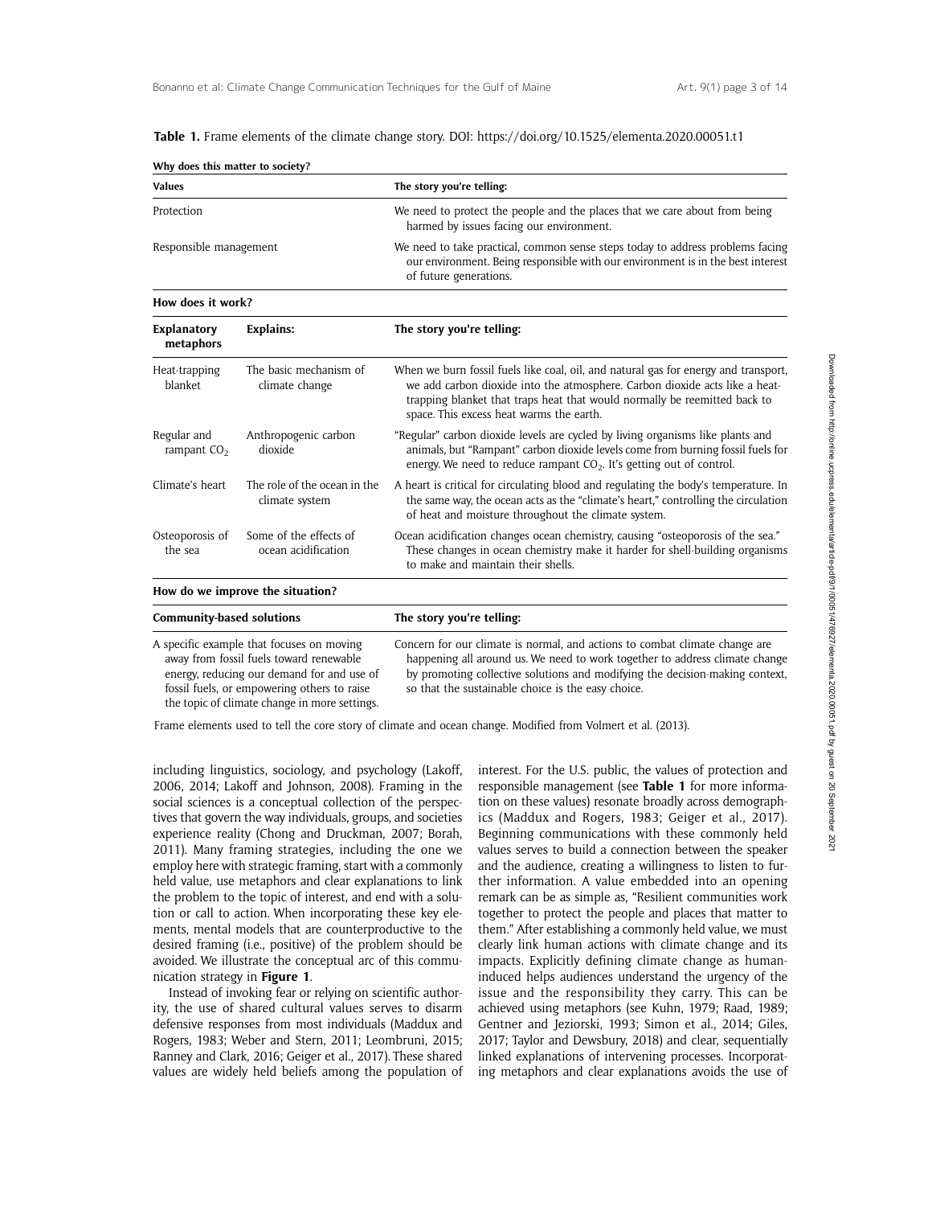**Table 1.** Frame elements of the climate change story. DOI: https://doi.org/10.1525/elementa.2020.00051.t1

**Why does this matter to society?**

| Values | The story you're telling: |
|---|---|
| Protection | We need to protect the people and the places that we care about from being harmed by issues facing our environment. |
| Responsible management | We need to take practical, common sense steps today to address problems facing our environment. Being responsible with our environment is in the best interest of future generations. |

**How does it work?**

| Explanatory metaphors | Explains: | The story you're telling: |
|---|---|---|
| Heat-trapping blanket | The basic mechanism of climate change | When we burn fossil fuels like coal, oil, and natural gas for energy and transport, we add carbon dioxide into the atmosphere. Carbon dioxide acts like a heat-trapping blanket that traps heat that would normally be reemitted back to space. This excess heat warms the earth. |
| Regular and rampant $CO_2$ | Anthropogenic carbon dioxide | "Regular" carbon dioxide levels are cycled by living organisms like plants and animals, but "Rampant" carbon dioxide levels come from burning fossil fuels for energy. We need to reduce rampant $CO_2$. It's getting out of control. |
| Climate's heart | The role of the ocean in the climate system | A heart is critical for circulating blood and regulating the body's temperature. In the same way, the ocean acts as the "climate's heart," controlling the circulation of heat and moisture throughout the climate system. |
| Osteoporosis of the sea | Some of the effects of ocean acidification | Ocean acidification changes ocean chemistry, causing "osteoporosis of the sea." These changes in ocean chemistry make it harder for shell-building organisms to make and maintain their shells. |

**How do we improve the situation?**

| Community-based solutions | The story you're telling: |
|---|---|
| A specific example that focuses on moving away from fossil fuels toward renewable energy, reducing our demand for and use of fossil fuels, or empowering others to raise the topic of climate change in more settings. | Concern for our climate is normal, and actions to combat climate change are happening all around us. We need to work together to address climate change by promoting collective solutions and modifying the decision-making context, so that the sustainable choice is the easy choice. |

Frame elements used to tell the core story of climate and ocean change. Modified from Volmert et al. (2013).

including linguistics, sociology, and psychology (Lakoff, 2006, 2014; Lakoff and Johnson, 2008). Framing in the social sciences is a conceptual collection of the perspectives that govern the way individuals, groups, and societies experience reality (Chong and Druckman, 2007; Borah, 2011). Many framing strategies, including the one we employ here with strategic framing, start with a commonly held value, use metaphors and clear explanations to link the problem to the topic of interest, and end with a solution or call to action. When incorporating these key elements, mental models that are counterproductive to the desired framing (i.e., positive) of the problem should be avoided. We illustrate the conceptual arc of this communication strategy in **Figure 1**.

Instead of invoking fear or relying on scientific authority, the use of shared cultural values serves to disarm defensive responses from most individuals (Maddux and Rogers, 1983; Weber and Stern, 2011; Leombruni, 2015; Ranney and Clark, 2016; Geiger et al., 2017). These shared values are widely held beliefs among the population of interest. For the U.S. public, the values of protection and responsible management (see **Table 1** for more information on these values) resonate broadly across demographics (Maddux and Rogers, 1983; Geiger et al., 2017). Beginning communications with these commonly held values serves to build a connection between the speaker and the audience, creating a willingness to listen to further information. A value embedded into an opening remark can be as simple as, "Resilient communities work together to protect the people and places that matter to them." After establishing a commonly held value, we must clearly link human actions with climate change and its impacts. Explicitly defining climate change as human-induced helps audiences understand the urgency of the issue and the responsibility they carry. This can be achieved using metaphors (see Kuhn, 1979; Raad, 1989; Gentner and Jeziorski, 1993; Simon et al., 2014; Giles, 2017; Taylor and Dewsbury, 2018) and clear, sequentially linked explanations of intervening processes. Incorporating metaphors and clear explanations avoids the use of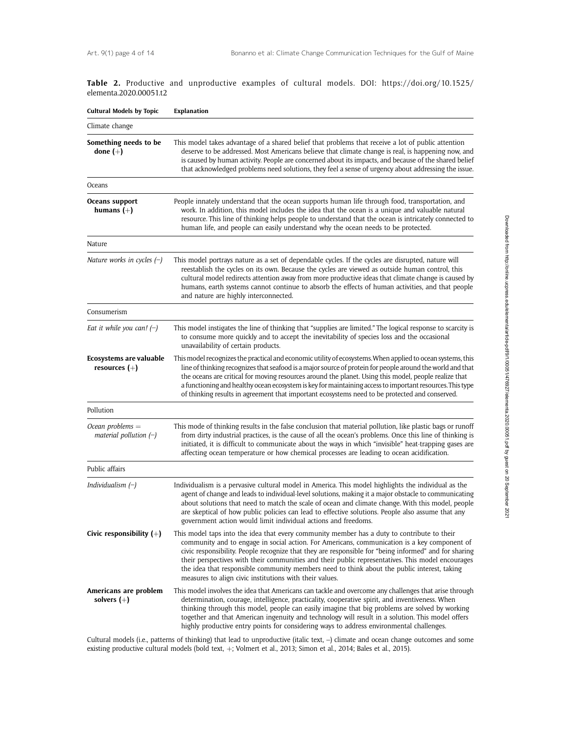**Table 2.** Productive and unproductive examples of cultural models. DOI: https://doi.org/10.1525/elementa.2020.00051.t2

| Cultural Models by Topic | Explanation |
|---|---|
| Climate change | |
| **Something needs to be done (+)** | This model takes advantage of a shared belief that problems that receive a lot of public attention deserve to be addressed. Most Americans believe that climate change is real, is happening now, and is caused by human activity. People are concerned about its impacts, and because of the shared belief that acknowledged problems need solutions, they feel a sense of urgency about addressing the issue. |
| Oceans | |
| **Oceans support humans (+)** | People innately understand that the ocean supports human life through food, transportation, and work. In addition, this model includes the idea that the ocean is a unique and valuable natural resource. This line of thinking helps people to understand that the ocean is intricately connected to human life, and people can easily understand why the ocean needs to be protected. |
| Nature | |
| *Nature works in cycles (–)* | This model portrays nature as a set of dependable cycles. If the cycles are disrupted, nature will reestablish the cycles on its own. Because the cycles are viewed as outside human control, this cultural model redirects attention away from more productive ideas that climate change is caused by humans, earth systems cannot continue to absorb the effects of human activities, and that people and nature are highly interconnected. |
| Consumerism | |
| *Eat it while you can! (–)* | This model instigates the line of thinking that "supplies are limited." The logical response to scarcity is to consume more quickly and to accept the inevitability of species loss and the occasional unavailability of certain products. |
| **Ecosystems are valuable resources (+)** | This model recognizes the practical and economic utility of ecosystems. When applied to ocean systems, this line of thinking recognizes that seafood is a major source of protein for people around the world and that the oceans are critical for moving resources around the planet. Using this model, people realize that a functioning and healthy ocean ecosystem is key for maintaining access to important resources. This type of thinking results in agreement that important ecosystems need to be protected and conserved. |
| Pollution | |
| *Ocean problems = material pollution (–)* | This mode of thinking results in the false conclusion that material pollution, like plastic bags or runoff from dirty industrial practices, is the cause of all the ocean's problems. Once this line of thinking is initiated, it is difficult to communicate about the ways in which "invisible" heat-trapping gases are affecting ocean temperature or how chemical processes are leading to ocean acidification. |
| Public affairs | |
| *Individualism (–)* | Individualism is a pervasive cultural model in America. This model highlights the individual as the agent of change and leads to individual-level solutions, making it a major obstacle to communicating about solutions that need to match the scale of ocean and climate change. With this model, people are skeptical of how public policies can lead to effective solutions. People also assume that any government action would limit individual actions and freedoms. |
| **Civic responsibility (+)** | This model taps into the idea that every community member has a duty to contribute to their community and to engage in social action. For Americans, communication is a key component of civic responsibility. People recognize that they are responsible for "being informed" and for sharing their perspectives with their communities and their public representatives. This model encourages the idea that responsible community members need to think about the public interest, taking measures to align civic institutions with their values. |
| **Americans are problem solvers (+)** | This model involves the idea that Americans can tackle and overcome any challenges that arise through determination, courage, intelligence, practicality, cooperative spirit, and inventiveness. When thinking through this model, people can easily imagine that big problems are solved by working together and that American ingenuity and technology will result in a solution. This model offers highly productive entry points for considering ways to address environmental challenges. |

Cultural models (i.e., patterns of thinking) that lead to unproductive (italic text, –) climate and ocean change outcomes and some existing productive cultural models (bold text, +; Volmert et al., 2013; Simon et al., 2014; Bales et al., 2015).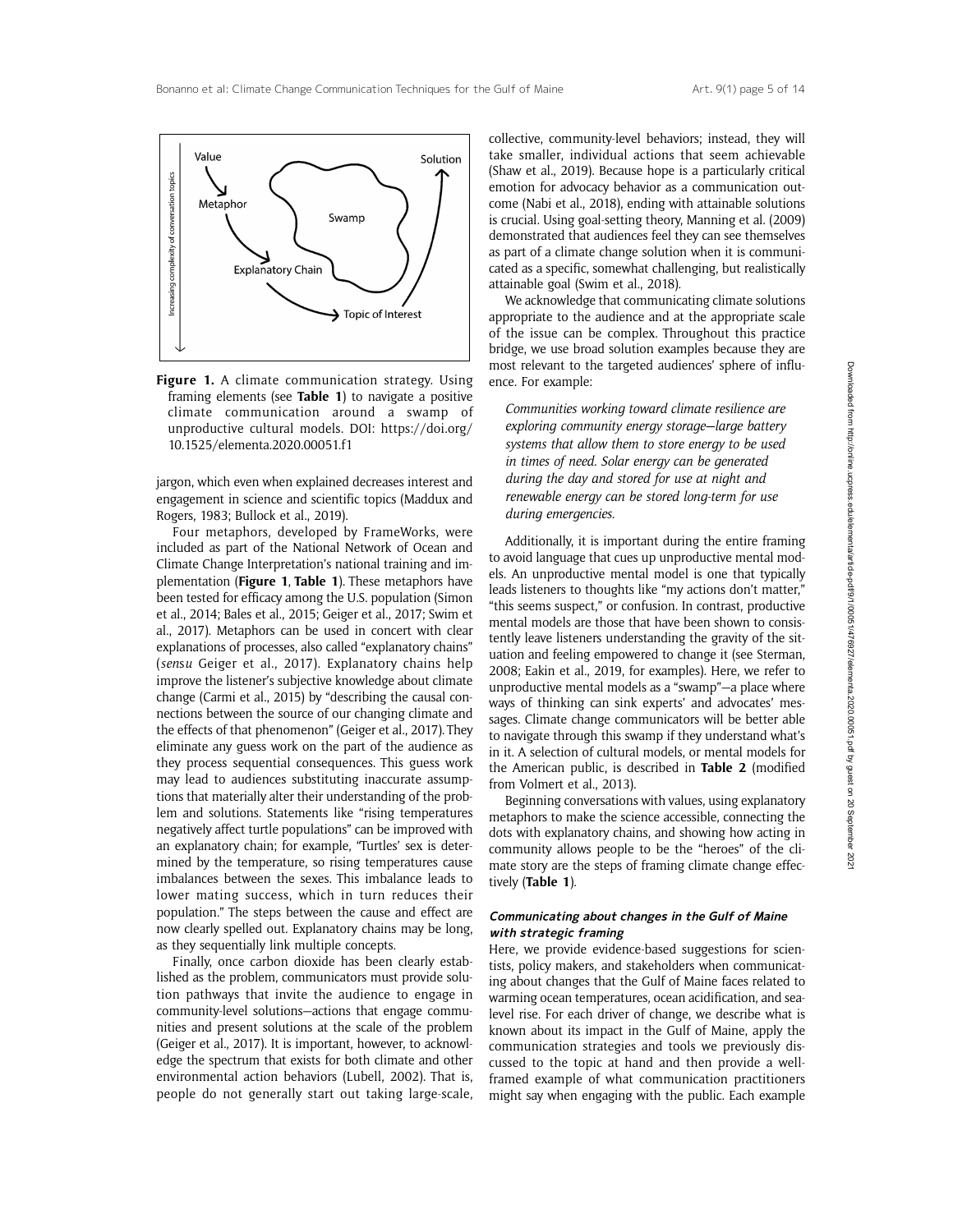**Figure 1.** A climate communication strategy. Using framing elements (see **Table 1**) to navigate a positive climate communication around a swamp of unproductive cultural models. DOI: https://doi.org/10.1525/elementa.2020.00051.f1

jargon, which even when explained decreases interest and engagement in science and scientific topics (Maddux and Rogers, 1983; Bullock et al., 2019).

Four metaphors, developed by FrameWorks, were included as part of the National Network of Ocean and Climate Change Interpretation's national training and implementation (**Figure 1**, **Table 1**). These metaphors have been tested for efficacy among the U.S. population (Simon et al., 2014; Bales et al., 2015; Geiger et al., 2017; Swim et al., 2017). Metaphors can be used in concert with clear explanations of processes, also called "explanatory chains" (*sensu* Geiger et al., 2017). Explanatory chains help improve the listener's subjective knowledge about climate change (Carmi et al., 2015) by "describing the causal connections between the source of our changing climate and the effects of that phenomenon" (Geiger et al., 2017). They eliminate any guess work on the part of the audience as they process sequential consequences. This guess work may lead to audiences substituting inaccurate assumptions that materially alter their understanding of the problem and solutions. Statements like "rising temperatures negatively affect turtle populations" can be improved with an explanatory chain; for example, "Turtles' sex is determined by the temperature, so rising temperatures cause imbalances between the sexes. This imbalance leads to lower mating success, which in turn reduces their population." The steps between the cause and effect are now clearly spelled out. Explanatory chains may be long, as they sequentially link multiple concepts.

Finally, once carbon dioxide has been clearly established as the problem, communicators must provide solution pathways that invite the audience to engage in community-level solutions—actions that engage communities and present solutions at the scale of the problem (Geiger et al., 2017). It is important, however, to acknowledge the spectrum that exists for both climate and other environmental action behaviors (Lubell, 2002). That is, people do not generally start out taking large-scale, collective, community-level behaviors; instead, they will take smaller, individual actions that seem achievable (Shaw et al., 2019). Because hope is a particularly critical emotion for advocacy behavior as a communication outcome (Nabi et al., 2018), ending with attainable solutions is crucial. Using goal-setting theory, Manning et al. (2009) demonstrated that audiences feel they can see themselves as part of a climate change solution when it is communicated as a specific, somewhat challenging, but realistically attainable goal (Swim et al., 2018).

We acknowledge that communicating climate solutions appropriate to the audience and at the appropriate scale of the issue can be complex. Throughout this practice bridge, we use broad solution examples because they are most relevant to the targeted audiences' sphere of influence. For example:

> *Communities working toward climate resilience are exploring community energy storage—large battery systems that allow them to store energy to be used in times of need. Solar energy can be generated during the day and stored for use at night and renewable energy can be stored long-term for use during emergencies.*

Additionally, it is important during the entire framing to avoid language that cues up unproductive mental models. An unproductive mental model is one that typically leads listeners to thoughts like "my actions don't matter," "this seems suspect," or confusion. In contrast, productive mental models are those that have been shown to consistently leave listeners understanding the gravity of the situation and feeling empowered to change it (see Sterman, 2008; Eakin et al., 2019, for examples). Here, we refer to unproductive mental models as a "swamp"—a place where ways of thinking can sink experts' and advocates' messages. Climate change communicators will be better able to navigate through this swamp if they understand what's in it. A selection of cultural models, or mental models for the American public, is described in **Table 2** (modified from Volmert et al., 2013).

Beginning conversations with values, using explanatory metaphors to make the science accessible, connecting the dots with explanatory chains, and showing how acting in community allows people to be the "heroes" of the climate story are the steps of framing climate change effectively (**Table 1**).

#### Communicating about changes in the Gulf of Maine with strategic framing

Here, we provide evidence-based suggestions for scientists, policy makers, and stakeholders when communicating about changes that the Gulf of Maine faces related to warming ocean temperatures, ocean acidification, and sea-level rise. For each driver of change, we describe what is known about its impact in the Gulf of Maine, apply the communication strategies and tools we previously discussed to the topic at hand and then provide a well-framed example of what communication practitioners might say when engaging with the public. Each example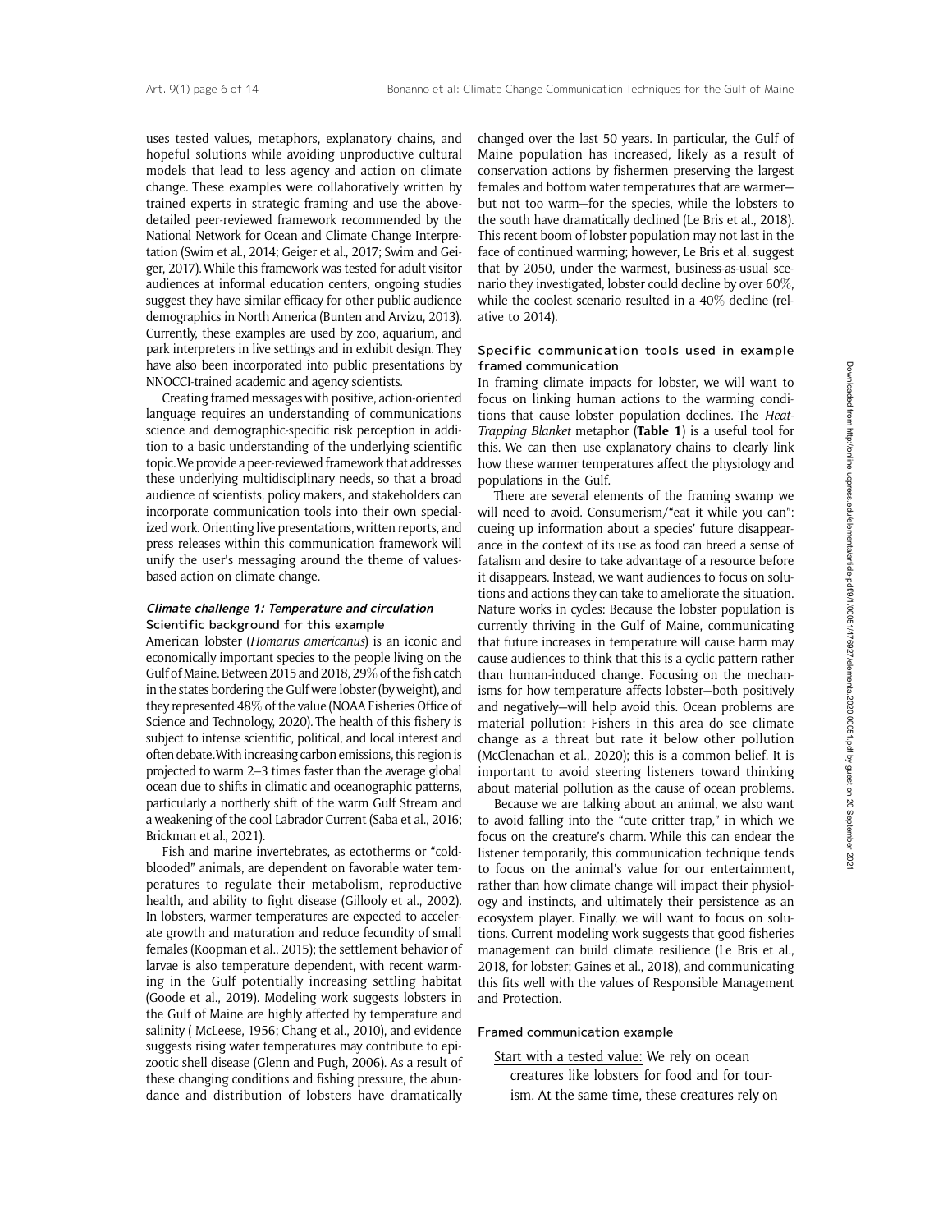uses tested values, metaphors, explanatory chains, and hopeful solutions while avoiding unproductive cultural models that lead to less agency and action on climate change. These examples were collaboratively written by trained experts in strategic framing and use the above-detailed peer-reviewed framework recommended by the National Network for Ocean and Climate Change Interpretation (Swim et al., 2014; Geiger et al., 2017; Swim and Geiger, 2017). While this framework was tested for adult visitor audiences at informal education centers, ongoing studies suggest they have similar efficacy for other public audience demographics in North America (Bunten and Arvizu, 2013). Currently, these examples are used by zoo, aquarium, and park interpreters in live settings and in exhibit design. They have also been incorporated into public presentations by NNOCCI-trained academic and agency scientists.

Creating framed messages with positive, action-oriented language requires an understanding of communications science and demographic-specific risk perception in addition to a basic understanding of the underlying scientific topic. We provide a peer-reviewed framework that addresses these underlying multidisciplinary needs, so that a broad audience of scientists, policy makers, and stakeholders can incorporate communication tools into their own specialized work. Orienting live presentations, written reports, and press releases within this communication framework will unify the user's messaging around the theme of values-based action on climate change.

### *Climate challenge 1: Temperature and circulation*

#### Scientific background for this example

American lobster (*Homarus americanus*) is an iconic and economically important species to the people living on the Gulf of Maine. Between 2015 and 2018, 29% of the fish catch in the states bordering the Gulf were lobster (by weight), and they represented 48% of the value (NOAA Fisheries Office of Science and Technology, 2020). The health of this fishery is subject to intense scientific, political, and local interest and often debate. With increasing carbon emissions, this region is projected to warm 2–3 times faster than the average global ocean due to shifts in climatic and oceanographic patterns, particularly a northerly shift of the warm Gulf Stream and a weakening of the cool Labrador Current (Saba et al., 2016; Brickman et al., 2021).

Fish and marine invertebrates, as ectotherms or "cold-blooded" animals, are dependent on favorable water temperatures to regulate their metabolism, reproductive health, and ability to fight disease (Gillooly et al., 2002). In lobsters, warmer temperatures are expected to accelerate growth and maturation and reduce fecundity of small females (Koopman et al., 2015); the settlement behavior of larvae is also temperature dependent, with recent warming in the Gulf potentially increasing settling habitat (Goode et al., 2019). Modeling work suggests lobsters in the Gulf of Maine are highly affected by temperature and salinity ( McLeese, 1956; Chang et al., 2010), and evidence suggests rising water temperatures may contribute to epizootic shell disease (Glenn and Pugh, 2006). As a result of these changing conditions and fishing pressure, the abundance and distribution of lobsters have dramatically changed over the last 50 years. In particular, the Gulf of Maine population has increased, likely as a result of conservation actions by fishermen preserving the largest females and bottom water temperatures that are warmer—but not too warm—for the species, while the lobsters to the south have dramatically declined (Le Bris et al., 2018). This recent boom of lobster population may not last in the face of continued warming; however, Le Bris et al. suggest that by 2050, under the warmest, business-as-usual scenario they investigated, lobster could decline by over 60%, while the coolest scenario resulted in a 40% decline (relative to 2014).

#### Specific communication tools used in example framed communication

In framing climate impacts for lobster, we will want to focus on linking human actions to the warming conditions that cause lobster population declines. The *Heat-Trapping Blanket* metaphor (**Table 1**) is a useful tool for this. We can then use explanatory chains to clearly link how these warmer temperatures affect the physiology and populations in the Gulf.

There are several elements of the framing swamp we will need to avoid. Consumerism/"eat it while you can": cueing up information about a species' future disappearance in the context of its use as food can breed a sense of fatalism and desire to take advantage of a resource before it disappears. Instead, we want audiences to focus on solutions and actions they can take to ameliorate the situation. Nature works in cycles: Because the lobster population is currently thriving in the Gulf of Maine, communicating that future increases in temperature will cause harm may cause audiences to think that this is a cyclic pattern rather than human-induced change. Focusing on the mechanisms for how temperature affects lobster—both positively and negatively—will help avoid this. Ocean problems are material pollution: Fishers in this area do see climate change as a threat but rate it below other pollution (McClenachan et al., 2020); this is a common belief. It is important to avoid steering listeners toward thinking about material pollution as the cause of ocean problems.

Because we are talking about an animal, we also want to avoid falling into the "cute critter trap," in which we focus on the creature's charm. While this can endear the listener temporarily, this communication technique tends to focus on the animal's value for our entertainment, rather than how climate change will impact their physiology and instincts, and ultimately their persistence as an ecosystem player. Finally, we will want to focus on solutions. Current modeling work suggests that good fisheries management can build climate resilience (Le Bris et al., 2018, for lobster; Gaines et al., 2018), and communicating this fits well with the values of Responsible Management and Protection.

#### Framed communication example

Start with a tested value: We rely on ocean creatures like lobsters for food and for tourism. At the same time, these creatures rely on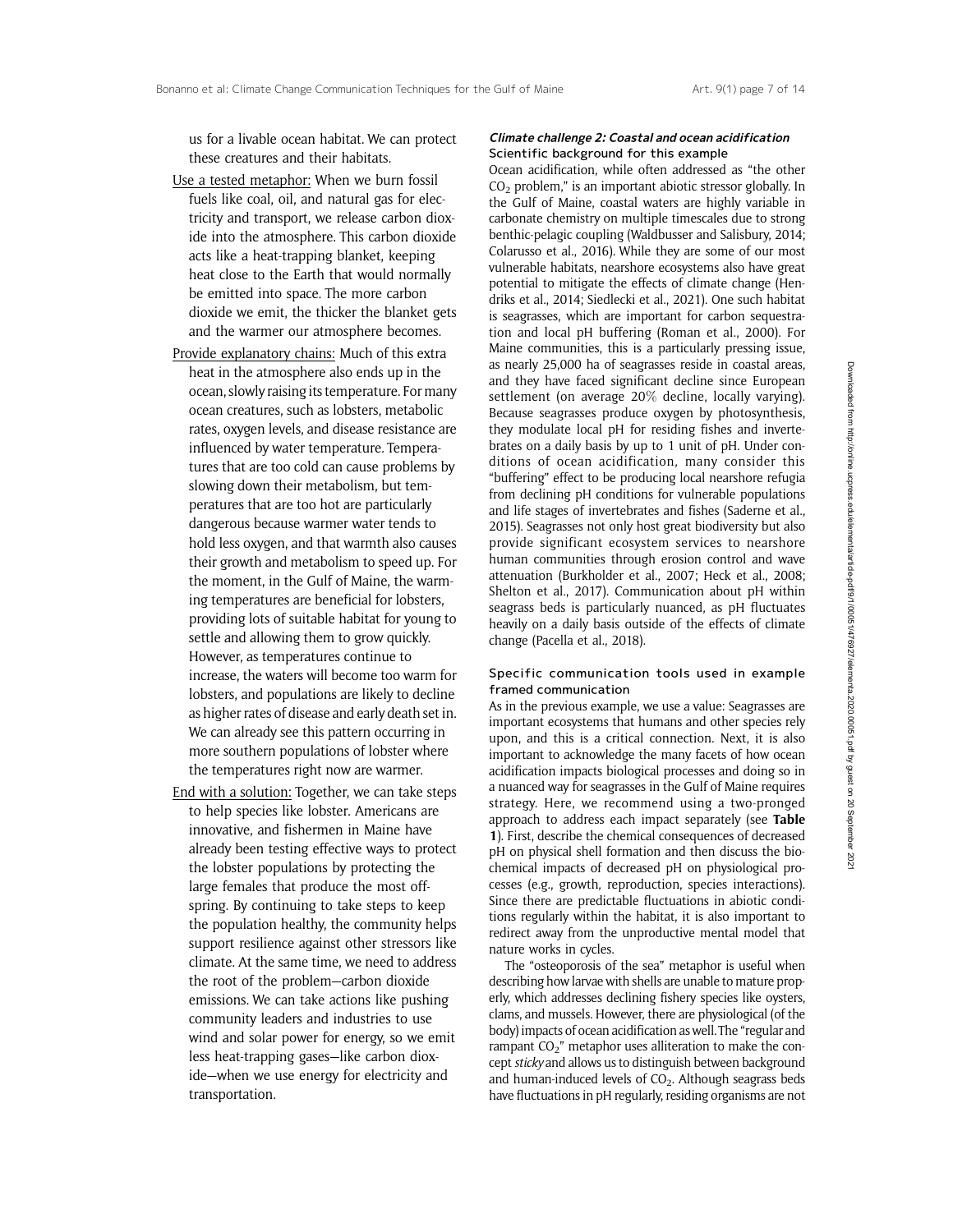us for a livable ocean habitat. We can protect these creatures and their habitats.

Use a tested metaphor: When we burn fossil fuels like coal, oil, and natural gas for electricity and transport, we release carbon dioxide into the atmosphere. This carbon dioxide acts like a heat-trapping blanket, keeping heat close to the Earth that would normally be emitted into space. The more carbon dioxide we emit, the thicker the blanket gets and the warmer our atmosphere becomes.

Provide explanatory chains: Much of this extra heat in the atmosphere also ends up in the ocean, slowly raising its temperature. For many ocean creatures, such as lobsters, metabolic rates, oxygen levels, and disease resistance are influenced by water temperature. Temperatures that are too cold can cause problems by slowing down their metabolism, but temperatures that are too hot are particularly dangerous because warmer water tends to hold less oxygen, and that warmth also causes their growth and metabolism to speed up. For the moment, in the Gulf of Maine, the warming temperatures are beneficial for lobsters, providing lots of suitable habitat for young to settle and allowing them to grow quickly. However, as temperatures continue to increase, the waters will become too warm for lobsters, and populations are likely to decline as higher rates of disease and early death set in. We can already see this pattern occurring in more southern populations of lobster where the temperatures right now are warmer.

End with a solution: Together, we can take steps to help species like lobster. Americans are innovative, and fishermen in Maine have already been testing effective ways to protect the lobster populations by protecting the large females that produce the most offspring. By continuing to take steps to keep the population healthy, the community helps support resilience against other stressors like climate. At the same time, we need to address the root of the problem—carbon dioxide emissions. We can take actions like pushing community leaders and industries to use wind and solar power for energy, so we emit less heat-trapping gases—like carbon dioxide—when we use energy for electricity and transportation.

### *Climate challenge 2: Coastal and ocean acidification*

#### Scientific background for this example

Ocean acidification, while often addressed as "the other $CO_2$ problem," is an important abiotic stressor globally. In the Gulf of Maine, coastal waters are highly variable in carbonate chemistry on multiple timescales due to strong benthic-pelagic coupling (Waldbusser and Salisbury, 2014; Colarusso et al., 2016). While they are some of our most vulnerable habitats, nearshore ecosystems also have great potential to mitigate the effects of climate change (Hendriks et al., 2014; Siedlecki et al., 2021). One such habitat is seagrasses, which are important for carbon sequestration and local pH buffering (Roman et al., 2000). For Maine communities, this is a particularly pressing issue, as nearly 25,000 ha of seagrasses reside in coastal areas, and they have faced significant decline since European settlement (on average 20% decline, locally varying). Because seagrasses produce oxygen by photosynthesis, they modulate local pH for residing fishes and invertebrates on a daily basis by up to 1 unit of pH. Under conditions of ocean acidification, many consider this "buffering" effect to be producing local nearshore refugia from declining pH conditions for vulnerable populations and life stages of invertebrates and fishes (Saderne et al., 2015). Seagrasses not only host great biodiversity but also provide significant ecosystem services to nearshore human communities through erosion control and wave attenuation (Burkholder et al., 2007; Heck et al., 2008; Shelton et al., 2017). Communication about pH within seagrass beds is particularly nuanced, as pH fluctuates heavily on a daily basis outside of the effects of climate change (Pacella et al., 2018).

#### Specific communication tools used in example framed communication

As in the previous example, we use a value: Seagrasses are important ecosystems that humans and other species rely upon, and this is a critical connection. Next, it is also important to acknowledge the many facets of how ocean acidification impacts biological processes and doing so in a nuanced way for seagrasses in the Gulf of Maine requires strategy. Here, we recommend using a two-pronged approach to address each impact separately (see **Table 1**). First, describe the chemical consequences of decreased pH on physical shell formation and then discuss the biochemical impacts of decreased pH on physiological processes (e.g., growth, reproduction, species interactions). Since there are predictable fluctuations in abiotic conditions regularly within the habitat, it is also important to redirect away from the unproductive mental model that nature works in cycles.

The "osteoporosis of the sea" metaphor is useful when describing how larvae with shells are unable to mature properly, which addresses declining fishery species like oysters, clams, and mussels. However, there are physiological (of the body) impacts of ocean acidification as well. The "regular and rampant $CO_2$" metaphor uses alliteration to make the concept *sticky* and allows us to distinguish between background and human-induced levels of $CO_2$. Although seagrass beds have fluctuations in pH regularly, residing organisms are not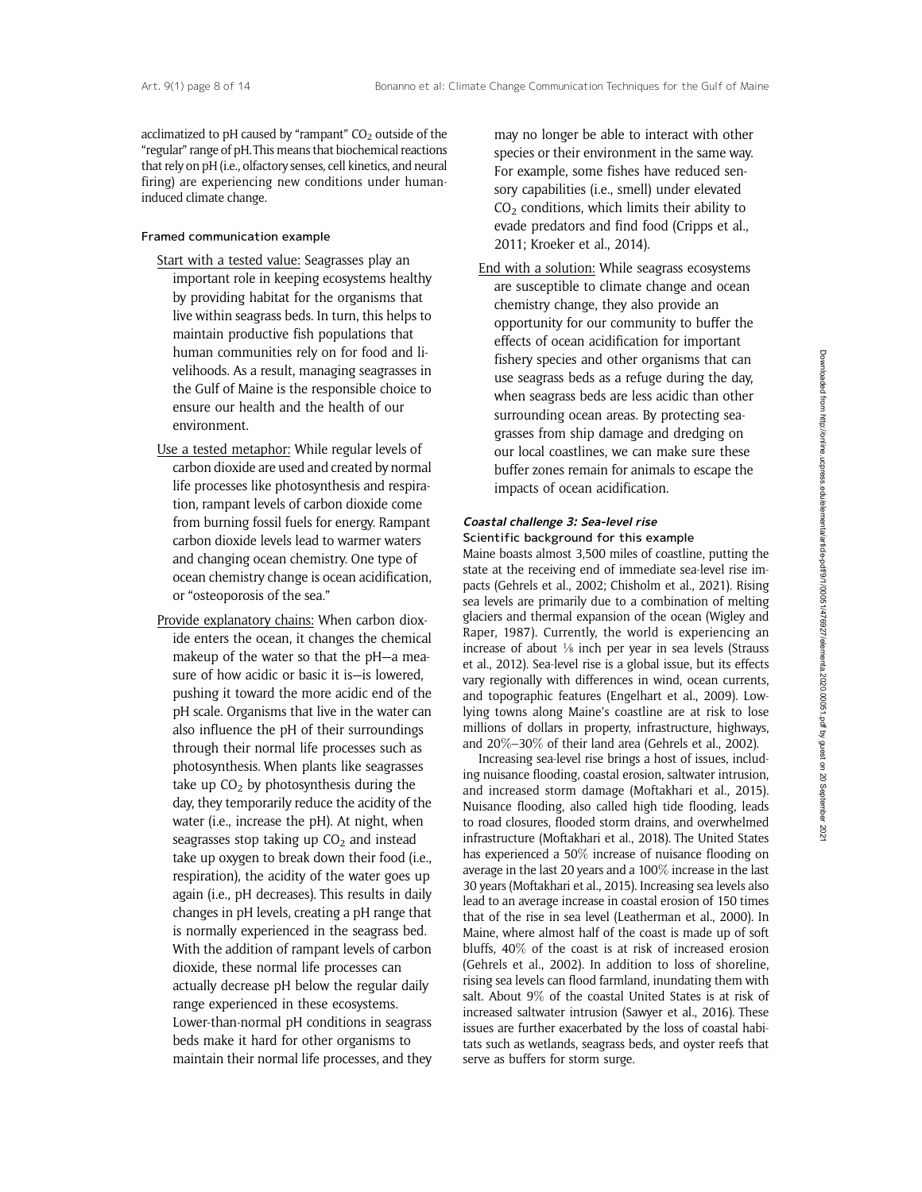acclimatized to pH caused by "rampant" $CO_2$ outside of the "regular" range of pH. This means that biochemical reactions that rely on pH (i.e., olfactory senses, cell kinetics, and neural firing) are experiencing new conditions under human-induced climate change.

#### Framed communication example

Start with a tested value: Seagrasses play an important role in keeping ecosystems healthy by providing habitat for the organisms that live within seagrass beds. In turn, this helps to maintain productive fish populations that human communities rely on for food and livelihoods. As a result, managing seagrasses in the Gulf of Maine is the responsible choice to ensure our health and the health of our environment.

Use a tested metaphor: While regular levels of carbon dioxide are used and created by normal life processes like photosynthesis and respiration, rampant levels of carbon dioxide come from burning fossil fuels for energy. Rampant carbon dioxide levels lead to warmer waters and changing ocean chemistry. One type of ocean chemistry change is ocean acidification, or "osteoporosis of the sea."

Provide explanatory chains: When carbon dioxide enters the ocean, it changes the chemical makeup of the water so that the pH—a measure of how acidic or basic it is—is lowered, pushing it toward the more acidic end of the pH scale. Organisms that live in the water can also influence the pH of their surroundings through their normal life processes such as photosynthesis. When plants like seagrasses take up $CO_2$ by photosynthesis during the day, they temporarily reduce the acidity of the water (i.e., increase the pH). At night, when seagrasses stop taking up $CO_2$ and instead take up oxygen to break down their food (i.e., respiration), the acidity of the water goes up again (i.e., pH decreases). This results in daily changes in pH levels, creating a pH range that is normally experienced in the seagrass bed. With the addition of rampant levels of carbon dioxide, these normal life processes can actually decrease pH below the regular daily range experienced in these ecosystems. Lower-than-normal pH conditions in seagrass beds make it hard for other organisms to maintain their normal life processes, and they may no longer be able to interact with other species or their environment in the same way. For example, some fishes have reduced sensory capabilities (i.e., smell) under elevated $CO_2$ conditions, which limits their ability to evade predators and find food (Cripps et al., 2011; Kroeker et al., 2014).

End with a solution: While seagrass ecosystems are susceptible to climate change and ocean chemistry change, they also provide an opportunity for our community to buffer the effects of ocean acidification for important fishery species and other organisms that can use seagrass beds as a refuge during the day, when seagrass beds are less acidic than other surrounding ocean areas. By protecting seagrasses from ship damage and dredging on our local coastlines, we can make sure these buffer zones remain for animals to escape the impacts of ocean acidification.

### *Coastal challenge 3: Sea-level rise*

#### Scientific background for this example

Maine boasts almost 3,500 miles of coastline, putting the state at the receiving end of immediate sea-level rise impacts (Gehrels et al., 2002; Chisholm et al., 2021). Rising sea levels are primarily due to a combination of melting glaciers and thermal expansion of the ocean (Wigley and Raper, 1987). Currently, the world is experiencing an increase of about ⅛ inch per year in sea levels (Strauss et al., 2012). Sea-level rise is a global issue, but its effects vary regionally with differences in wind, ocean currents, and topographic features (Engelhart et al., 2009). Low-lying towns along Maine's coastline are at risk to lose millions of dollars in property, infrastructure, highways, and 20%–30% of their land area (Gehrels et al., 2002).

Increasing sea-level rise brings a host of issues, including nuisance flooding, coastal erosion, saltwater intrusion, and increased storm damage (Moftakhari et al., 2015). Nuisance flooding, also called high tide flooding, leads to road closures, flooded storm drains, and overwhelmed infrastructure (Moftakhari et al., 2018). The United States has experienced a 50% increase of nuisance flooding on average in the last 20 years and a 100% increase in the last 30 years (Moftakhari et al., 2015). Increasing sea levels also lead to an average increase in coastal erosion of 150 times that of the rise in sea level (Leatherman et al., 2000). In Maine, where almost half of the coast is made up of soft bluffs, 40% of the coast is at risk of increased erosion (Gehrels et al., 2002). In addition to loss of shoreline, rising sea levels can flood farmland, inundating them with salt. About 9% of the coastal United States is at risk of increased saltwater intrusion (Sawyer et al., 2016). These issues are further exacerbated by the loss of coastal habitats such as wetlands, seagrass beds, and oyster reefs that serve as buffers for storm surge.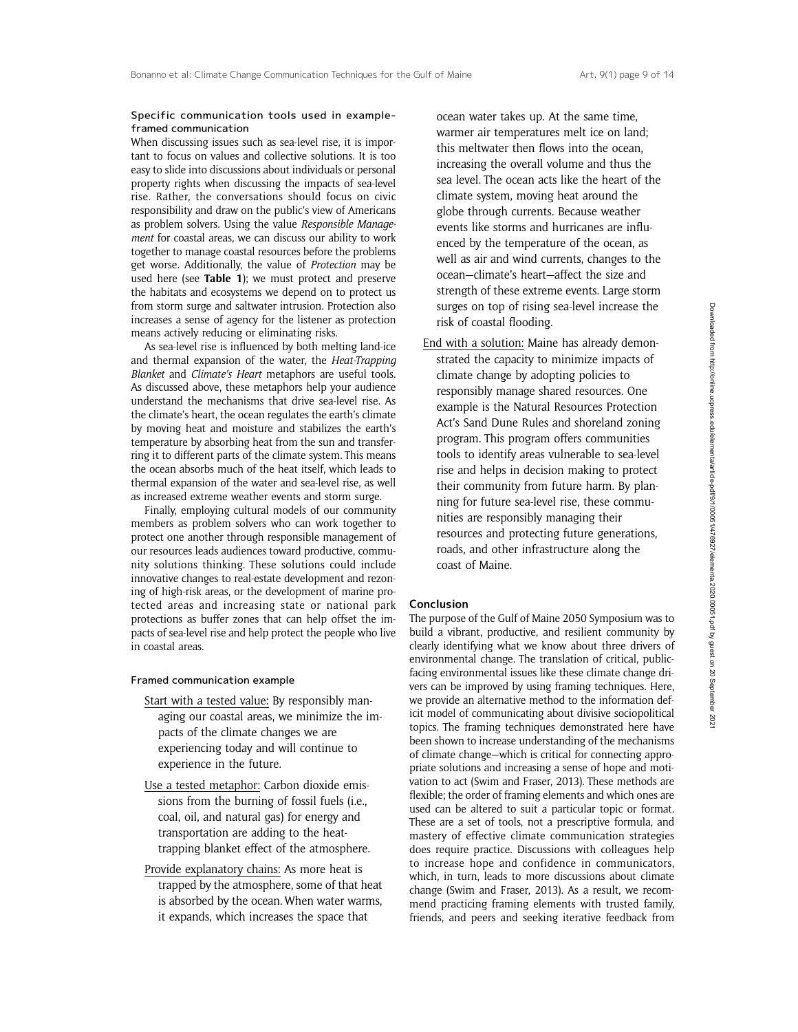### Specific communication tools used in example-framed communication

When discussing issues such as sea-level rise, it is important to focus on values and collective solutions. It is too easy to slide into discussions about individuals or personal property rights when discussing the impacts of sea-level rise. Rather, the conversations should focus on civic responsibility and draw on the public's view of Americans as problem solvers. Using the value *Responsible Management* for coastal areas, we can discuss our ability to work together to manage coastal resources before the problems get worse. Additionally, the value of *Protection* may be used here (see **Table 1**); we must protect and preserve the habitats and ecosystems we depend on to protect us from storm surge and saltwater intrusion. Protection also increases a sense of agency for the listener as protection means actively reducing or eliminating risks.

As sea-level rise is influenced by both melting land-ice and thermal expansion of the water, the *Heat-Trapping Blanket* and *Climate's Heart* metaphors are useful tools. As discussed above, these metaphors help your audience understand the mechanisms that drive sea-level rise. As the climate's heart, the ocean regulates the earth's climate by moving heat and moisture and stabilizes the earth's temperature by absorbing heat from the sun and transferring it to different parts of the climate system. This means the ocean absorbs much of the heat itself, which leads to thermal expansion of the water and sea-level rise, as well as increased extreme weather events and storm surge.

Finally, employing cultural models of our community members as problem solvers who can work together to protect one another through responsible management of our resources leads audiences toward productive, community solutions thinking. These solutions could include innovative changes to real-estate development and rezoning of high-risk areas, or the development of marine protected areas and increasing state or national park protections as buffer zones that can help offset the impacts of sea-level rise and help protect the people who live in coastal areas.

### Framed communication example

Start with a tested value: By responsibly managing our coastal areas, we minimize the impacts of the climate changes we are experiencing today and will continue to experience in the future.

Use a tested metaphor: Carbon dioxide emissions from the burning of fossil fuels (i.e., coal, oil, and natural gas) for energy and transportation are adding to the heat-trapping blanket effect of the atmosphere.

Provide explanatory chains: As more heat is trapped by the atmosphere, some of that heat is absorbed by the ocean. When water warms, it expands, which increases the space that ocean water takes up. At the same time, warmer air temperatures melt ice on land; this meltwater then flows into the ocean, increasing the overall volume and thus the sea level. The ocean acts like the heart of the climate system, moving heat around the globe through currents. Because weather events like storms and hurricanes are influenced by the temperature of the ocean, as well as air and wind currents, changes to the ocean—climate's heart—affect the size and strength of these extreme events. Large storm surges on top of rising sea-level increase the risk of coastal flooding.

End with a solution: Maine has already demonstrated the capacity to minimize impacts of climate change by adopting policies to responsibly manage shared resources. One example is the Natural Resources Protection Act's Sand Dune Rules and shoreland zoning program. This program offers communities tools to identify areas vulnerable to sea-level rise and helps in decision making to protect their community from future harm. By planning for future sea-level rise, these communities are responsibly managing their resources and protecting future generations, roads, and other infrastructure along the coast of Maine.

## Conclusion

The purpose of the Gulf of Maine 2050 Symposium was to build a vibrant, productive, and resilient community by clearly identifying what we know about three drivers of environmental change. The translation of critical, public-facing environmental issues like these climate change drivers can be improved by using framing techniques. Here, we provide an alternative method to the information deficit model of communicating about divisive sociopolitical topics. The framing techniques demonstrated here have been shown to increase understanding of the mechanisms of climate change—which is critical for connecting appropriate solutions and increasing a sense of hope and motivation to act (Swim and Fraser, 2013). These methods are flexible; the order of framing elements and which ones are used can be altered to suit a particular topic or format. These are a set of tools, not a prescriptive formula, and mastery of effective climate communication strategies does require practice. Discussions with colleagues help to increase hope and confidence in communicators, which, in turn, leads to more discussions about climate change (Swim and Fraser, 2013). As a result, we recommend practicing framing elements with trusted family, friends, and peers and seeking iterative feedback from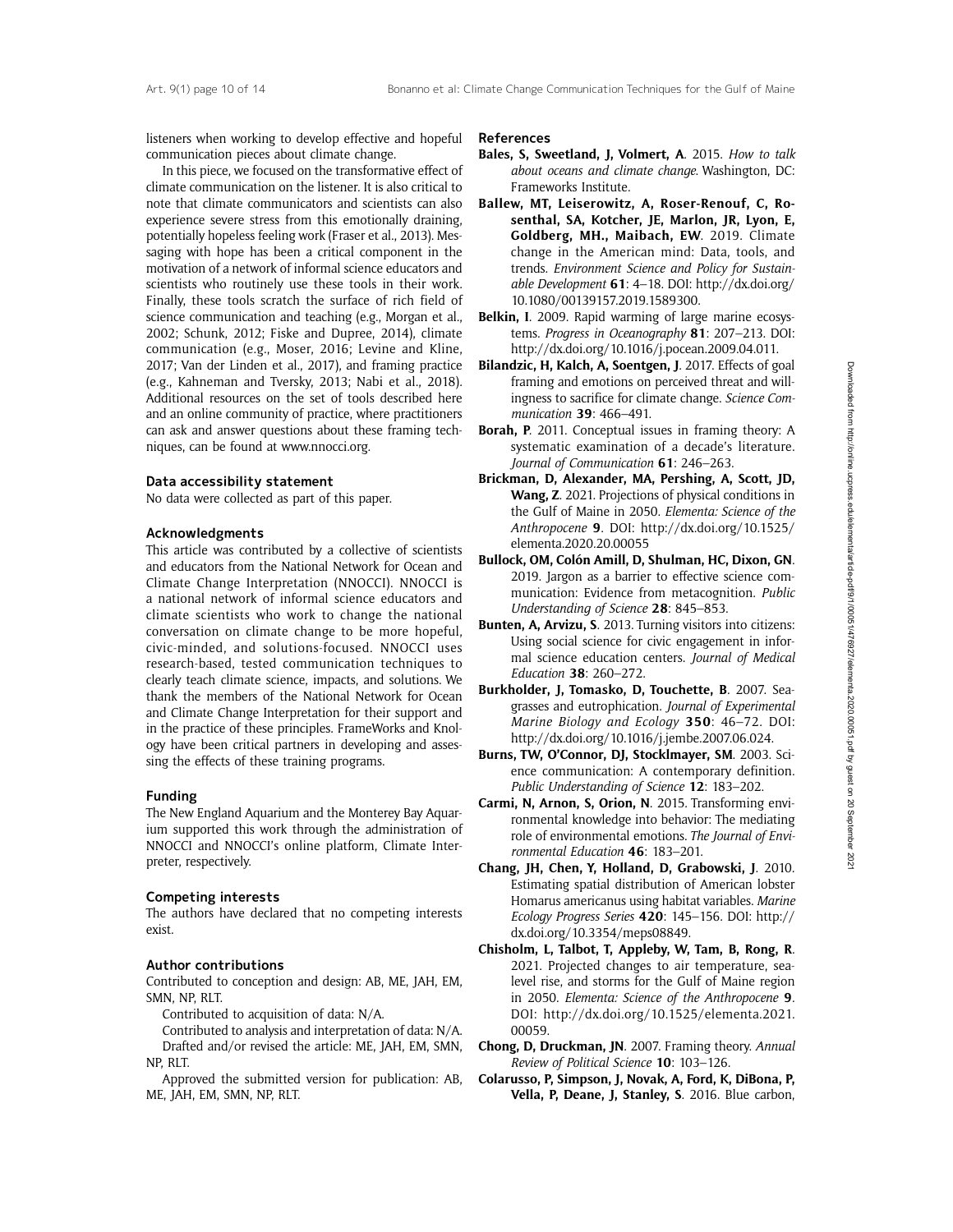listeners when working to develop effective and hopeful communication pieces about climate change.

In this piece, we focused on the transformative effect of climate communication on the listener. It is also critical to note that climate communicators and scientists can also experience severe stress from this emotionally draining, potentially hopeless feeling work (Fraser et al., 2013). Messaging with hope has been a critical component in the motivation of a network of informal science educators and scientists who routinely use these tools in their work. Finally, these tools scratch the surface of rich field of science communication and teaching (e.g., Morgan et al., 2002; Schunk, 2012; Fiske and Dupree, 2014), climate communication (e.g., Moser, 2016; Levine and Kline, 2017; Van der Linden et al., 2017), and framing practice (e.g., Kahneman and Tversky, 2013; Nabi et al., 2018). Additional resources on the set of tools described here and an online community of practice, where practitioners can ask and answer questions about these framing techniques, can be found at www.nnocci.org.

### Data accessibility statement

No data were collected as part of this paper.

### Acknowledgments

This article was contributed by a collective of scientists and educators from the National Network for Ocean and Climate Change Interpretation (NNOCCI). NNOCCI is a national network of informal science educators and climate scientists who work to change the national conversation on climate change to be more hopeful, civic-minded, and solutions-focused. NNOCCI uses research-based, tested communication techniques to clearly teach climate science, impacts, and solutions. We thank the members of the National Network for Ocean and Climate Change Interpretation for their support and in the practice of these principles. FrameWorks and Knology have been critical partners in developing and assessing the effects of these training programs.

### Funding

The New England Aquarium and the Monterey Bay Aquarium supported this work through the administration of NNOCCI and NNOCCI's online platform, Climate Interpreter, respectively.

### Competing interests

The authors have declared that no competing interests exist.

### Author contributions

Contributed to conception and design: AB, ME, JAH, EM, SMN, NP, RLT.

Contributed to acquisition of data: N/A.

Contributed to analysis and interpretation of data: N/A.

Drafted and/or revised the article: ME, JAH, EM, SMN, NP, RLT.

Approved the submitted version for publication: AB, ME, JAH, EM, SMN, NP, RLT.

### References

**Bales, S, Sweetland, J, Volmert, A**. 2015. *How to talk about oceans and climate change*. Washington, DC: Frameworks Institute.

**Ballew, MT, Leiserowitz, A, Roser-Renouf, C, Rosenthal, SA, Kotcher, JE, Marlon, JR, Lyon, E, Goldberg, MH., Maibach, EW**. 2019. Climate change in the American mind: Data, tools, and trends. *Environment Science and Policy for Sustainable Development* **61**: 4–18. DOI: http://dx.doi.org/10.1080/00139157.2019.1589300.

**Belkin, I**. 2009. Rapid warming of large marine ecosystems. *Progress in Oceanography* **81**: 207–213. DOI: http://dx.doi.org/10.1016/j.pocean.2009.04.011.

**Bilandzic, H, Kalch, A, Soentgen, J**. 2017. Effects of goal framing and emotions on perceived threat and willingness to sacrifice for climate change. *Science Communication* **39**: 466–491.

**Borah, P**. 2011. Conceptual issues in framing theory: A systematic examination of a decade's literature. *Journal of Communication* **61**: 246–263.

**Brickman, D, Alexander, MA, Pershing, A, Scott, JD, Wang, Z**. 2021. Projections of physical conditions in the Gulf of Maine in 2050. *Elementa: Science of the Anthropocene* **9**. DOI: http://dx.doi.org/10.1525/elementa.2020.20.00055

**Bullock, OM, Colón Amill, D, Shulman, HC, Dixon, GN**. 2019. Jargon as a barrier to effective science communication: Evidence from metacognition. *Public Understanding of Science* **28**: 845–853.

**Bunten, A, Arvizu, S**. 2013. Turning visitors into citizens: Using social science for civic engagement in informal science education centers. *Journal of Medical Education* **38**: 260–272.

**Burkholder, J, Tomasko, D, Touchette, B**. 2007. Seagrasses and eutrophication. *Journal of Experimental Marine Biology and Ecology* **350**: 46–72. DOI: http://dx.doi.org/10.1016/j.jembe.2007.06.024.

**Burns, TW, O'Connor, DJ, Stocklmayer, SM**. 2003. Science communication: A contemporary definition. *Public Understanding of Science* **12**: 183–202.

**Carmi, N, Arnon, S, Orion, N**. 2015. Transforming environmental knowledge into behavior: The mediating role of environmental emotions. *The Journal of Environmental Education* **46**: 183–201.

**Chang, JH, Chen, Y, Holland, D, Grabowski, J**. 2010. Estimating spatial distribution of American lobster Homarus americanus using habitat variables. *Marine Ecology Progress Series* **420**: 145–156. DOI: http://dx.doi.org/10.3354/meps08849.

**Chisholm, L, Talbot, T, Appleby, W, Tam, B, Rong, R**. 2021. Projected changes to air temperature, sea-level rise, and storms for the Gulf of Maine region in 2050. *Elementa: Science of the Anthropocene* **9**. DOI: http://dx.doi.org/10.1525/elementa.2021.00059.

**Chong, D, Druckman, JN**. 2007. Framing theory. *Annual Review of Political Science* **10**: 103–126.

**Colarusso, P, Simpson, J, Novak, A, Ford, K, DiBona, P, Vella, P, Deane, J, Stanley, S**. 2016. Blue carbon,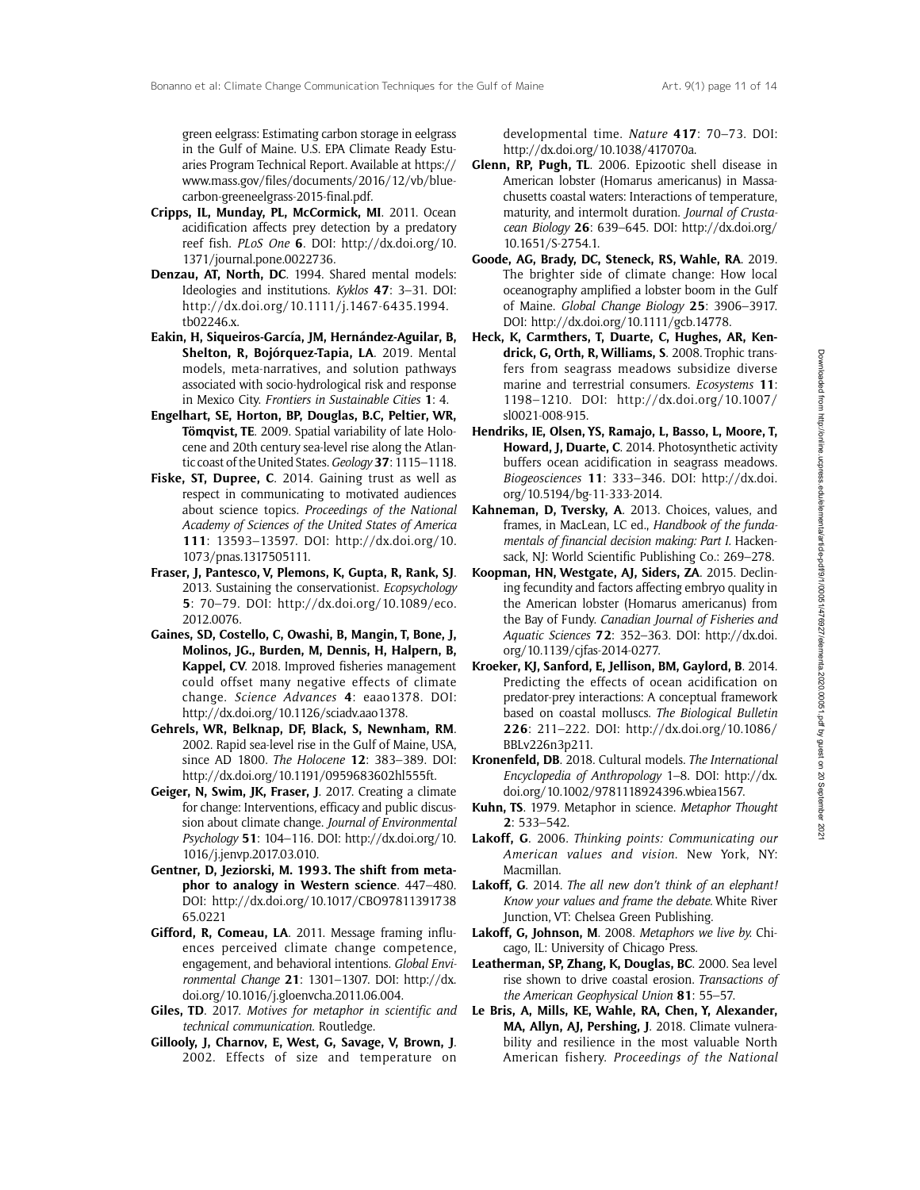green eelgrass: Estimating carbon storage in eelgrass in the Gulf of Maine. U.S. EPA Climate Ready Estuaries Program Technical Report. Available at https://www.mass.gov/files/documents/2016/12/vb/blue-carbon-greeneelgrass-2015-final.pdf.

**Cripps, IL, Munday, PL, McCormick, MI**. 2011. Ocean acidification affects prey detection by a predatory reef fish. *PLoS One* **6**. DOI: http://dx.doi.org/10.1371/journal.pone.0022736.

**Denzau, AT, North, DC**. 1994. Shared mental models: Ideologies and institutions. *Kyklos* **47**: 3–31. DOI: http://dx.doi.org/10.1111/j.1467-6435.1994.tb02246.x.

**Eakin, H, Siqueiros-García, JM, Hernández-Aguilar, B, Shelton, R, Bojórquez-Tapia, LA**. 2019. Mental models, meta-narratives, and solution pathways associated with socio-hydrological risk and response in Mexico City. *Frontiers in Sustainable Cities* **1**: 4.

**Engelhart, SE, Horton, BP, Douglas, B.C, Peltier, WR, Tömqvist, TE**. 2009. Spatial variability of late Holocene and 20th century sea-level rise along the Atlantic coast of the United States. *Geology* **37**: 1115–1118.

**Fiske, ST, Dupree, C**. 2014. Gaining trust as well as respect in communicating to motivated audiences about science topics. *Proceedings of the National Academy of Sciences of the United States of America* **111**: 13593–13597. DOI: http://dx.doi.org/10.1073/pnas.1317505111.

**Fraser, J, Pantesco, V, Plemons, K, Gupta, R, Rank, SJ**. 2013. Sustaining the conservationist. *Ecopsychology* **5**: 70–79. DOI: http://dx.doi.org/10.1089/eco.2012.0076.

**Gaines, SD, Costello, C, Owashi, B, Mangin, T, Bone, J, Molinos, JG., Burden, M, Dennis, H, Halpern, B, Kappel, CV**. 2018. Improved fisheries management could offset many negative effects of climate change. *Science Advances* **4**: eaao1378. DOI: http://dx.doi.org/10.1126/sciadv.aao1378.

**Gehrels, WR, Belknap, DF, Black, S, Newnham, RM**. 2002. Rapid sea-level rise in the Gulf of Maine, USA, since AD 1800. *The Holocene* **12**: 383–389. DOI: http://dx.doi.org/10.1191/0959683602hl555ft.

**Geiger, N, Swim, JK, Fraser, J**. 2017. Creating a climate for change: Interventions, efficacy and public discussion about climate change. *Journal of Environmental Psychology* **51**: 104–116. DOI: http://dx.doi.org/10.1016/j.jenvp.2017.03.010.

**Gentner, D, Jeziorski, M. 1993. The shift from metaphor to analogy in Western science**. 447–480. DOI: http://dx.doi.org/10.1017/CBO9781139173865.0221

**Gifford, R, Comeau, LA**. 2011. Message framing influences perceived climate change competence, engagement, and behavioral intentions. *Global Environmental Change* **21**: 1301–1307. DOI: http://dx.doi.org/10.1016/j.gloenvcha.2011.06.004.

**Giles, TD**. 2017. *Motives for metaphor in scientific and technical communication.* Routledge.

**Gillooly, J, Charnov, E, West, G, Savage, V, Brown, J**. 2002. Effects of size and temperature on developmental time. *Nature* **417**: 70–73. DOI: http://dx.doi.org/10.1038/417070a.

**Glenn, RP, Pugh, TL**. 2006. Epizootic shell disease in American lobster (Homarus americanus) in Massachusetts coastal waters: Interactions of temperature, maturity, and intermolt duration. *Journal of Crustacean Biology* **26**: 639–645. DOI: http://dx.doi.org/10.1651/S-2754.1.

**Goode, AG, Brady, DC, Steneck, RS, Wahle, RA**. 2019. The brighter side of climate change: How local oceanography amplified a lobster boom in the Gulf of Maine. *Global Change Biology* **25**: 3906–3917. DOI: http://dx.doi.org/10.1111/gcb.14778.

**Heck, K, Carmthers, T, Duarte, C, Hughes, AR, Kendrick, G, Orth, R, Williams, S**. 2008. Trophic transfers from seagrass meadows subsidize diverse marine and terrestrial consumers. *Ecosystems* **11**: 1198–1210. DOI: http://dx.doi.org/10.1007/sl0021-008-915.

**Hendriks, IE, Olsen, YS, Ramajo, L, Basso, L, Moore, T, Howard, J, Duarte, C**. 2014. Photosynthetic activity buffers ocean acidification in seagrass meadows. *Biogeosciences* **11**: 333–346. DOI: http://dx.doi.org/10.5194/bg-11-333-2014.

**Kahneman, D, Tversky, A**. 2013. Choices, values, and frames, in MacLean, LC ed., *Handbook of the fundamentals of financial decision making: Part I*. Hackensack, NJ: World Scientific Publishing Co.: 269–278.

**Koopman, HN, Westgate, AJ, Siders, ZA**. 2015. Declining fecundity and factors affecting embryo quality in the American lobster (Homarus americanus) from the Bay of Fundy. *Canadian Journal of Fisheries and Aquatic Sciences* **72**: 352–363. DOI: http://dx.doi.org/10.1139/cjfas-2014-0277.

**Kroeker, KJ, Sanford, E, Jellison, BM, Gaylord, B**. 2014. Predicting the effects of ocean acidification on predator-prey interactions: A conceptual framework based on coastal molluscs. *The Biological Bulletin* **226**: 211–222. DOI: http://dx.doi.org/10.1086/BBLv226n3p211.

**Kronenfeld, DB**. 2018. Cultural models. *The International Encyclopedia of Anthropology* 1–8. DOI: http://dx.doi.org/10.1002/9781118924396.wbiea1567.

**Kuhn, TS**. 1979. Metaphor in science. *Metaphor Thought* **2**: 533–542.

**Lakoff, G**. 2006. *Thinking points: Communicating our American values and vision*. New York, NY: Macmillan.

**Lakoff, G**. 2014. *The all new don't think of an elephant! Know your values and frame the debate.* White River Junction, VT: Chelsea Green Publishing.

**Lakoff, G, Johnson, M**. 2008. *Metaphors we live by.* Chicago, IL: University of Chicago Press.

**Leatherman, SP, Zhang, K, Douglas, BC**. 2000. Sea level rise shown to drive coastal erosion. *Transactions of the American Geophysical Union* **81**: 55–57.

**Le Bris, A, Mills, KE, Wahle, RA, Chen, Y, Alexander, MA, Allyn, AJ, Pershing, J**. 2018. Climate vulnerability and resilience in the most valuable North American fishery. *Proceedings of the National*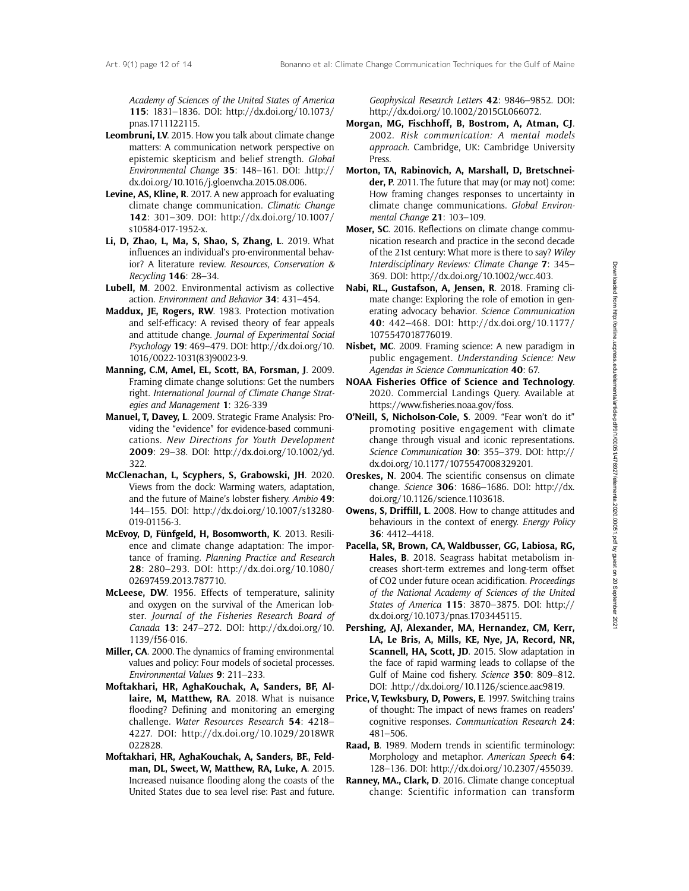*Academy of Sciences of the United States of America* **115**: 1831–1836. DOI: http://dx.doi.org/10.1073/pnas.1711122115.

**Leombruni, LV**. 2015. How you talk about climate change matters: A communication network perspective on epistemic skepticism and belief strength. *Global Environmental Change* **35**: 148–161. DOI: .http://dx.doi.org/10.1016/j.gloenvcha.2015.08.006.

**Levine, AS, Kline, R**. 2017. A new approach for evaluating climate change communication. *Climatic Change* **142**: 301–309. DOI: http://dx.doi.org/10.1007/s10584-017-1952-x.

**Li, D, Zhao, L, Ma, S, Shao, S, Zhang, L**. 2019. What influences an individual's pro-environmental behavior? A literature review. *Resources, Conservation & Recycling* **146**: 28–34.

**Lubell, M**. 2002. Environmental activism as collective action. *Environment and Behavior* **34**: 431–454.

**Maddux, JE, Rogers, RW**. 1983. Protection motivation and self-efficacy: A revised theory of fear appeals and attitude change. *Journal of Experimental Social Psychology* **19**: 469–479. DOI: http://dx.doi.org/10.1016/0022-1031(83)90023-9.

**Manning, C.M, Amel, EL, Scott, BA, Forsman, J**. 2009. Framing climate change solutions: Get the numbers right. *International Journal of Climate Change Strategies and Management* **1**: 326-339

**Manuel, T, Davey, L**. 2009. Strategic Frame Analysis: Providing the "evidence" for evidence-based communications. *New Directions for Youth Development* **2009**: 29–38. DOI: http://dx.doi.org/10.1002/yd.322.

**McClenachan, L, Scyphers, S, Grabowski, JH**. 2020. Views from the dock: Warming waters, adaptation, and the future of Maine's lobster fishery. *Ambio* **49**: 144–155. DOI: http://dx.doi.org/10.1007/s13280-019-01156-3.

**McEvoy, D, Fünfgeld, H, Bosomworth, K**. 2013. Resilience and climate change adaptation: The importance of framing. *Planning Practice and Research* **28**: 280–293. DOI: http://dx.doi.org/10.1080/02697459.2013.787710.

**McLeese, DW**. 1956. Effects of temperature, salinity and oxygen on the survival of the American lobster. *Journal of the Fisheries Research Board of Canada* **13**: 247–272. DOI: http://dx.doi.org/10.1139/f56-016.

**Miller, CA**. 2000. The dynamics of framing environmental values and policy: Four models of societal processes. *Environmental Values* **9**: 211–233.

**Moftakhari, HR, AghaKouchak, A, Sanders, BF, Allaire, M, Matthew, RA**. 2018. What is nuisance flooding? Defining and monitoring an emerging challenge. *Water Resources Research* **54**: 4218–4227. DOI: http://dx.doi.org/10.1029/2018WR022828.

**Moftakhari, HR, AghaKouchak, A, Sanders, BF., Feldman, DL, Sweet, W, Matthew, RA, Luke, A**. 2015. Increased nuisance flooding along the coasts of the United States due to sea level rise: Past and future. *Geophysical Research Letters* **42**: 9846–9852. DOI: http://dx.doi.org/10.1002/2015GL066072.

**Morgan, MG, Fischhoff, B, Bostrom, A, Atman, CJ**. 2002. *Risk communication: A mental models approach*. Cambridge, UK: Cambridge University Press.

**Morton, TA, Rabinovich, A, Marshall, D, Bretschneider, P**. 2011. The future that may (or may not) come: How framing changes responses to uncertainty in climate change communications. *Global Environmental Change* **21**: 103–109.

**Moser, SC**. 2016. Reflections on climate change communication research and practice in the second decade of the 21st century: What more is there to say? *Wiley Interdisciplinary Reviews: Climate Change* **7**: 345–369. DOI: http://dx.doi.org/10.1002/wcc.403.

**Nabi, RL., Gustafson, A, Jensen, R**. 2018. Framing climate change: Exploring the role of emotion in generating advocacy behavior. *Science Communication* **40**: 442–468. DOI: http://dx.doi.org/10.1177/1075547018776019.

**Nisbet, MC**. 2009. Framing science: A new paradigm in public engagement. *Understanding Science: New Agendas in Science Communication* **40**: 67.

**NOAA Fisheries Office of Science and Technology**. 2020. Commercial Landings Query. Available at https://www.fisheries.noaa.gov/foss.

**O'Neill, S, Nicholson-Cole, S**. 2009. "Fear won't do it" promoting positive engagement with climate change through visual and iconic representations. *Science Communication* **30**: 355–379. DOI: http://dx.doi.org/10.1177/1075547008329201.

**Oreskes, N**. 2004. The scientific consensus on climate change. *Science* **306**: 1686–1686. DOI: http://dx.doi.org/10.1126/science.1103618.

**Owens, S, Driffill, L**. 2008. How to change attitudes and behaviours in the context of energy. *Energy Policy* **36**: 4412–4418.

**Pacella, SR, Brown, CA, Waldbusser, GG, Labiosa, RG, Hales, B**. 2018. Seagrass habitat metabolism increases short-term extremes and long-term offset of CO2 under future ocean acidification. *Proceedings of the National Academy of Sciences of the United States of America* **115**: 3870–3875. DOI: http://dx.doi.org/10.1073/pnas.1703445115.

**Pershing, AJ, Alexander, MA, Hernandez, CM, Kerr, LA, Le Bris, A, Mills, KE, Nye, JA, Record, NR, Scannell, HA, Scott, JD**. 2015. Slow adaptation in the face of rapid warming leads to collapse of the Gulf of Maine cod fishery. *Science* **350**: 809–812. DOI: http://dx.doi.org/10.1126/science.aac9819.

**Price, V, Tewksbury, D, Powers, E**. 1997. Switching trains of thought: The impact of news frames on readers' cognitive responses. *Communication Research* **24**: 481–506.

**Raad, B**. 1989. Modern trends in scientific terminology: Morphology and metaphor. *American Speech* **64**: 128–136. DOI: http://dx.doi.org/10.2307/455039.

**Ranney, MA., Clark, D**. 2016. Climate change conceptual change: Scientific information can transform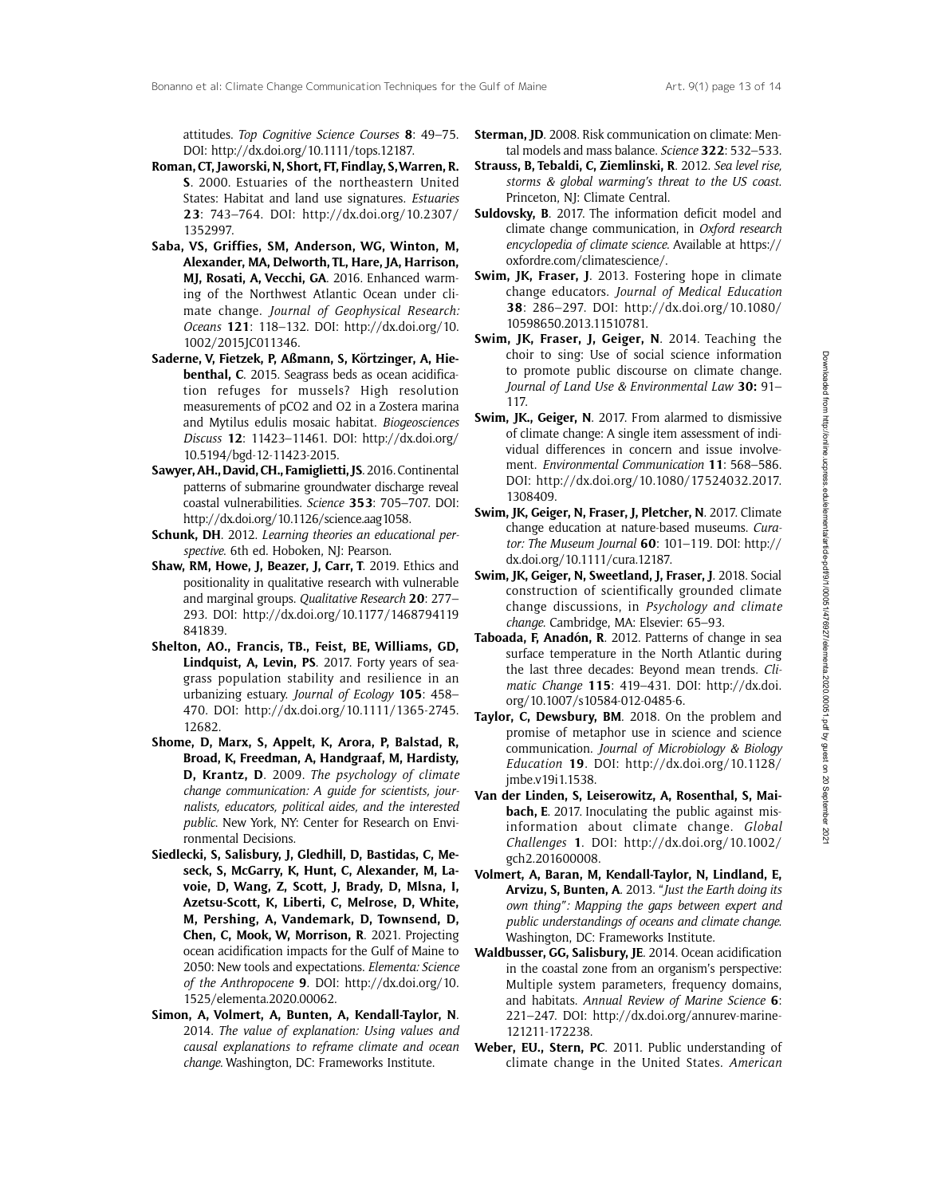attitudes. *Top Cognitive Science Courses* **8**: 49–75. DOI: http://dx.doi.org/10.1111/tops.12187.

**Roman, CT, Jaworski, N, Short, FT, Findlay, S, Warren, R. S**. 2000. Estuaries of the northeastern United States: Habitat and land use signatures. *Estuaries* **23**: 743–764. DOI: http://dx.doi.org/10.2307/1352997.

**Saba, VS, Griffies, SM, Anderson, WG, Winton, M, Alexander, MA, Delworth, TL, Hare, JA, Harrison, MJ, Rosati, A, Vecchi, GA**. 2016. Enhanced warming of the Northwest Atlantic Ocean under climate change. *Journal of Geophysical Research: Oceans* **121**: 118–132. DOI: http://dx.doi.org/10.1002/2015JC011346.

**Saderne, V, Fietzek, P, Aßmann, S, Körtzinger, A, Hiebenthal, C**. 2015. Seagrass beds as ocean acidification refuges for mussels? High resolution measurements of pCO2 and O2 in a Zostera marina and Mytilus edulis mosaic habitat. *Biogeosciences Discuss* **12**: 11423–11461. DOI: http://dx.doi.org/10.5194/bgd-12-11423-2015.

**Sawyer, AH., David, CH., Famiglietti, JS**. 2016. Continental patterns of submarine groundwater discharge reveal coastal vulnerabilities. *Science* **353**: 705–707. DOI: http://dx.doi.org/10.1126/science.aag1058.

**Schunk, DH**. 2012. *Learning theories an educational perspective*. 6th ed. Hoboken, NJ: Pearson.

**Shaw, RM, Howe, J, Beazer, J, Carr, T**. 2019. Ethics and positionality in qualitative research with vulnerable and marginal groups. *Qualitative Research* **20**: 277–293. DOI: http://dx.doi.org/10.1177/1468794119841839.

**Shelton, AO., Francis, TB., Feist, BE, Williams, GD, Lindquist, A, Levin, PS**. 2017. Forty years of seagrass population stability and resilience in an urbanizing estuary. *Journal of Ecology* **105**: 458–470. DOI: http://dx.doi.org/10.1111/1365-2745.12682.

**Shome, D, Marx, S, Appelt, K, Arora, P, Balstad, R, Broad, K, Freedman, A, Handgraaf, M, Hardisty, D, Krantz, D**. 2009. *The psychology of climate change communication: A guide for scientists, journalists, educators, political aides, and the interested public*. New York, NY: Center for Research on Environmental Decisions.

**Siedlecki, S, Salisbury, J, Gledhill, D, Bastidas, C, Meseck, S, McGarry, K, Hunt, C, Alexander, M, Lavoie, D, Wang, Z, Scott, J, Brady, D, Mlsna, I, Azetsu-Scott, K, Liberti, C, Melrose, D, White, M, Pershing, A, Vandemark, D, Townsend, D, Chen, C, Mook, W, Morrison, R**. 2021. Projecting ocean acidification impacts for the Gulf of Maine to 2050: New tools and expectations. *Elementa: Science of the Anthropocene* **9**. DOI: http://dx.doi.org/10.1525/elementa.2020.00062.

**Simon, A, Volmert, A, Bunten, A, Kendall-Taylor, N**. 2014. *The value of explanation: Using values and causal explanations to reframe climate and ocean change*. Washington, DC: Frameworks Institute.

**Sterman, JD**. 2008. Risk communication on climate: Mental models and mass balance. *Science* **322**: 532–533.

**Strauss, B, Tebaldi, C, Ziemlinski, R**. 2012. *Sea level rise, storms & global warming's threat to the US coast*. Princeton, NJ: Climate Central.

**Suldovsky, B**. 2017. The information deficit model and climate change communication, in *Oxford research encyclopedia of climate science*. Available at https://oxfordre.com/climatescience/.

**Swim, JK, Fraser, J**. 2013. Fostering hope in climate change educators. *Journal of Medical Education* **38**: 286–297. DOI: http://dx.doi.org/10.1080/10598650.2013.11510781.

**Swim, JK, Fraser, J, Geiger, N**. 2014. Teaching the choir to sing: Use of social science information to promote public discourse on climate change. *Journal of Land Use & Environmental Law* **30:** 91–117.

**Swim, JK., Geiger, N**. 2017. From alarmed to dismissive of climate change: A single item assessment of individual differences in concern and issue involvement. *Environmental Communication* **11**: 568–586. DOI: http://dx.doi.org/10.1080/17524032.2017.1308409.

**Swim, JK, Geiger, N, Fraser, J, Pletcher, N**. 2017. Climate change education at nature-based museums. *Curator: The Museum Journal* **60**: 101–119. DOI: http://dx.doi.org/10.1111/cura.12187.

**Swim, JK, Geiger, N, Sweetland, J, Fraser, J**. 2018. Social construction of scientifically grounded climate change discussions, in *Psychology and climate change*. Cambridge, MA: Elsevier: 65–93.

**Taboada, F, Anadón, R**. 2012. Patterns of change in sea surface temperature in the North Atlantic during the last three decades: Beyond mean trends. *Climatic Change* **115**: 419–431. DOI: http://dx.doi.org/10.1007/s10584-012-0485-6.

**Taylor, C, Dewsbury, BM**. 2018. On the problem and promise of metaphor use in science and science communication. *Journal of Microbiology & Biology Education* **19**. DOI: http://dx.doi.org/10.1128/jmbe.v19i1.1538.

**Van der Linden, S, Leiserowitz, A, Rosenthal, S, Maibach, E**. 2017. Inoculating the public against misinformation about climate change. *Global Challenges* **1**. DOI: http://dx.doi.org/10.1002/gch2.201600008.

**Volmert, A, Baran, M, Kendall-Taylor, N, Lindland, E, Arvizu, S, Bunten, A**. 2013. "*Just the Earth doing its own thing": Mapping the gaps between expert and public understandings of oceans and climate change*. Washington, DC: Frameworks Institute.

**Waldbusser, GG, Salisbury, JE**. 2014. Ocean acidification in the coastal zone from an organism's perspective: Multiple system parameters, frequency domains, and habitats. *Annual Review of Marine Science* **6**: 221–247. DOI: http://dx.doi.org/annurev-marine-121211-172238.

**Weber, EU., Stern, PC**. 2011. Public understanding of climate change in the United States. *American*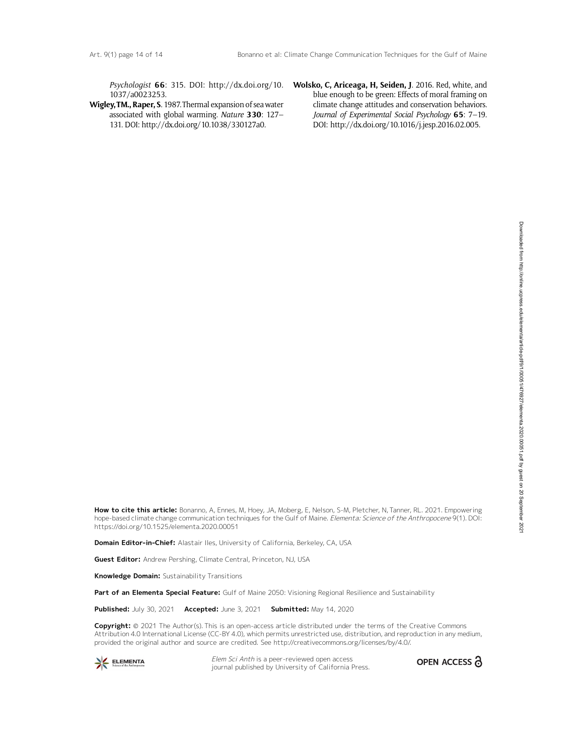*Psychologist* **66**: 315. DOI: http://dx.doi.org/10.1037/a0023253.

**Wigley, TM., Raper, S**. 1987. Thermal expansion of sea water associated with global warming. *Nature* **330**: 127–131. DOI: http://dx.doi.org/10.1038/330127a0.

**Wolsko, C, Ariceaga, H, Seiden, J**. 2016. Red, white, and blue enough to be green: Effects of moral framing on climate change attitudes and conservation behaviors. *Journal of Experimental Social Psychology* **65**: 7–19. DOI: http://dx.doi.org/10.1016/j.jesp.2016.02.005.

**How to cite this article:** Bonanno, A, Ennes, M, Hoey, JA, Moberg, E, Nelson, S-M, Pletcher, N, Tanner, RL. 2021. Empowering hope-based climate change communication techniques for the Gulf of Maine. *Elementa: Science of the Anthropocene* 9(1). DOI: https://doi.org/10.1525/elementa.2020.00051

**Domain Editor-in-Chief:** Alastair Iles, University of California, Berkeley, CA, USA

**Guest Editor:** Andrew Pershing, Climate Central, Princeton, NJ, USA

**Knowledge Domain:** Sustainability Transitions

**Part of an Elementa Special Feature:** Gulf of Maine 2050: Visioning Regional Resilience and Sustainability

**Published:** July 30, 2021 **Accepted:** June 3, 2021 **Submitted:** May 14, 2020

**Copyright:** © 2021 The Author(s). This is an open-access article distributed under the terms of the Creative Commons Attribution 4.0 International License (CC-BY 4.0), which permits unrestricted use, distribution, and reproduction in any medium, provided the original author and source are credited. See http://creativecommons.org/licenses/by/4.0/.

*Elem Sci Anth* is a peer-reviewed open access journal published by University of California Press.

OPEN ACCESS